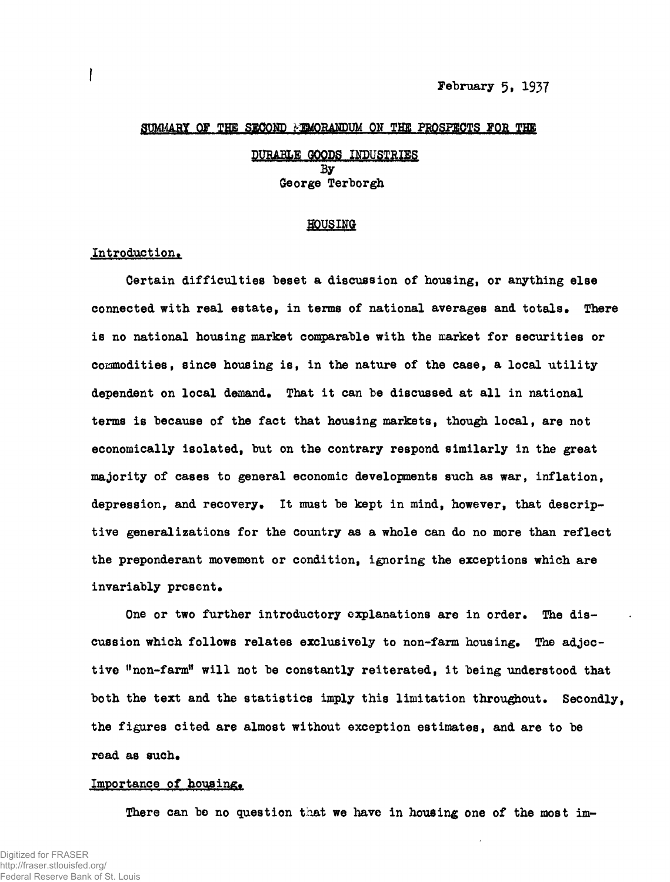February 5, 1937

# SUMMARY OF THE SECOND MEMORANDUM ON THE PROSPECTS FOR THE DURABLE GOODS INDUSTRIES

By
George Terborgh

## HOUSING

### Introduction.

Certain difficulties beset a discussion of housing, or anything else connected with real estate, in terms of national averages and totals. There is no national housing market comparable with the market for securities or commodities, since housing is, in the nature of the case, a local utility dependent on local demand. That it can be discussed at all in national terms is because of the fact that housing markets, though local, are not economically isolated, but on the contrary respond similarly in the great majority of cases to general economic developments such as war, inflation, depression, and recovery. It must be kept in mind, however, that descriptive generalizations for the country as a whole can do no more than reflect the preponderant movement or condition, ignoring the exceptions which are invariably present.

One or two further introductory explanations are in order. The discussion which follows relates exclusively to non-farm housing. The adjective "non-farm" will not be constantly reiterated, it being understood that both the text and the statistics imply this limitation throughout. Secondly, the figures cited are almost without exception estimates, and are to be read as such.

### Importance of housing.

There can be no question that we have in housing one of the most im-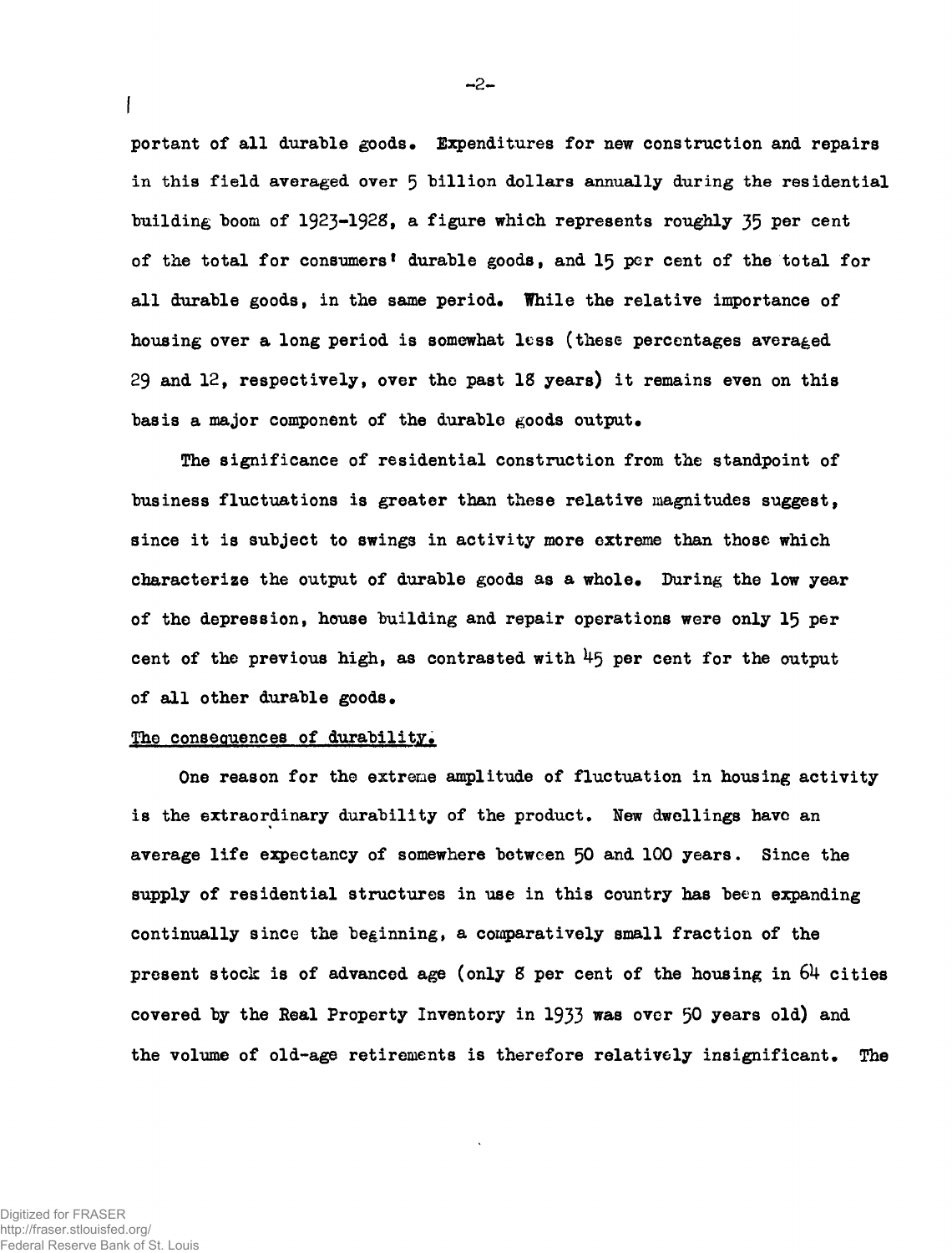portant of all durable goods. Expenditures for new construction and repairs in this field averaged over 5 billion dollars annually during the residential building boom of 1923-1928, a figure which represents roughly 35 per cent of the total for consumers' durable goods, and 15 per cent of the total for all durable goods, in the same period. While the relative importance of housing over a long period is somewhat less (these percentages averaged 29 and 12, respectively, over the past 18 years) it remains even on this basis a major component of the durable goods output.

The significance of residential construction from the standpoint of business fluctuations is greater than these relative magnitudes suggest, since it is subject to swings in activity more extreme than those which characterize the output of durable goods as a whole. During the low year of the depression, house building and repair operations were only 15 per cent of the previous high, as contrasted with 45 per cent for the output of all other durable goods.

The consequences of durability.

One reason for the extreme amplitude of fluctuation in housing activity is the extraordinary durability of the product. New dwellings have an average life expectancy of somewhere between 50 and 100 years. Since the supply of residential structures in use in this country has been expanding continually since the beginning, a comparatively small fraction of the present stock is of advanced age (only 8 per cent of the housing in 64 cities covered by the Real Property Inventory in 1933 was over 50 years old) and the volume of old-age retirements is therefore relatively insignificant. The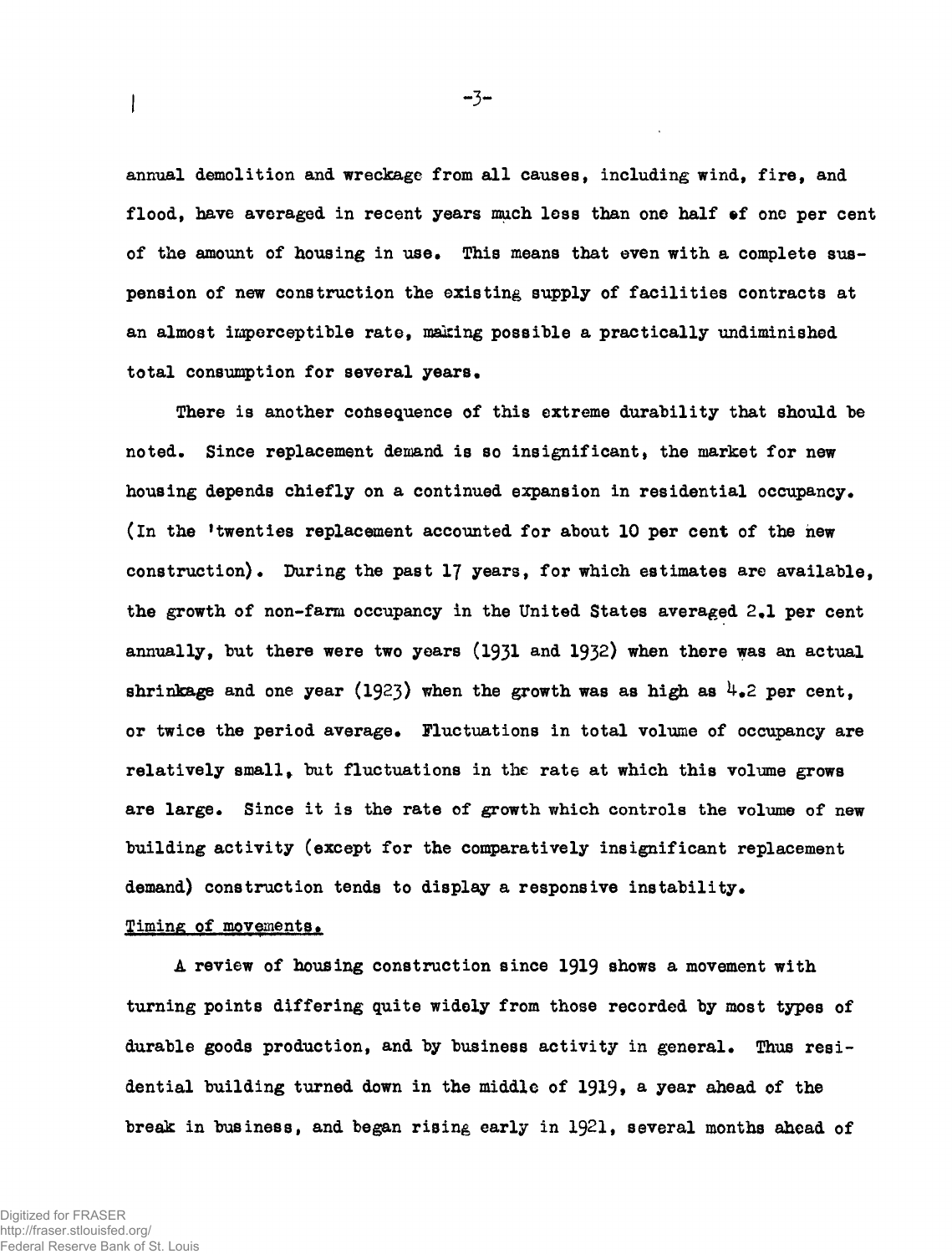annual demolition and wreckage from all causes, including wind, fire, and flood, have averaged in recent years much less than one half of one per cent of the amount of housing in use. This means that even with a complete suspension of new construction the existing supply of facilities contracts at an almost imperceptible rate, making possible a practically undiminished total consumption for several years.

There is another consequence of this extreme durability that should be noted. Since replacement demand is so insignificant, the market for new housing depends chiefly on a continued expansion in residential occupancy. (In the 'twenties replacement accounted for about 10 per cent of the new construction). During the past 17 years, for which estimates are available, the growth of non-farm occupancy in the United States averaged 2.1 per cent annually, but there were two years (1931 and 1932) when there was an actual shrinkage and one year (1923) when the growth was as high as 4.2 per cent, or twice the period average. Fluctuations in total volume of occupancy are relatively small, but fluctuations in the rate at which this volume grows are large. Since it is the rate of growth which controls the volume of new building activity (except for the comparatively insignificant replacement demand) construction tends to display a responsive instability.

Timing of movements.

A review of housing construction since 1919 shows a movement with turning points differing quite widely from those recorded by most types of durable goods production, and by business activity in general. Thus residential building turned down in the middle of 1919, a year ahead of the break in business, and began rising early in 1921, several months ahead of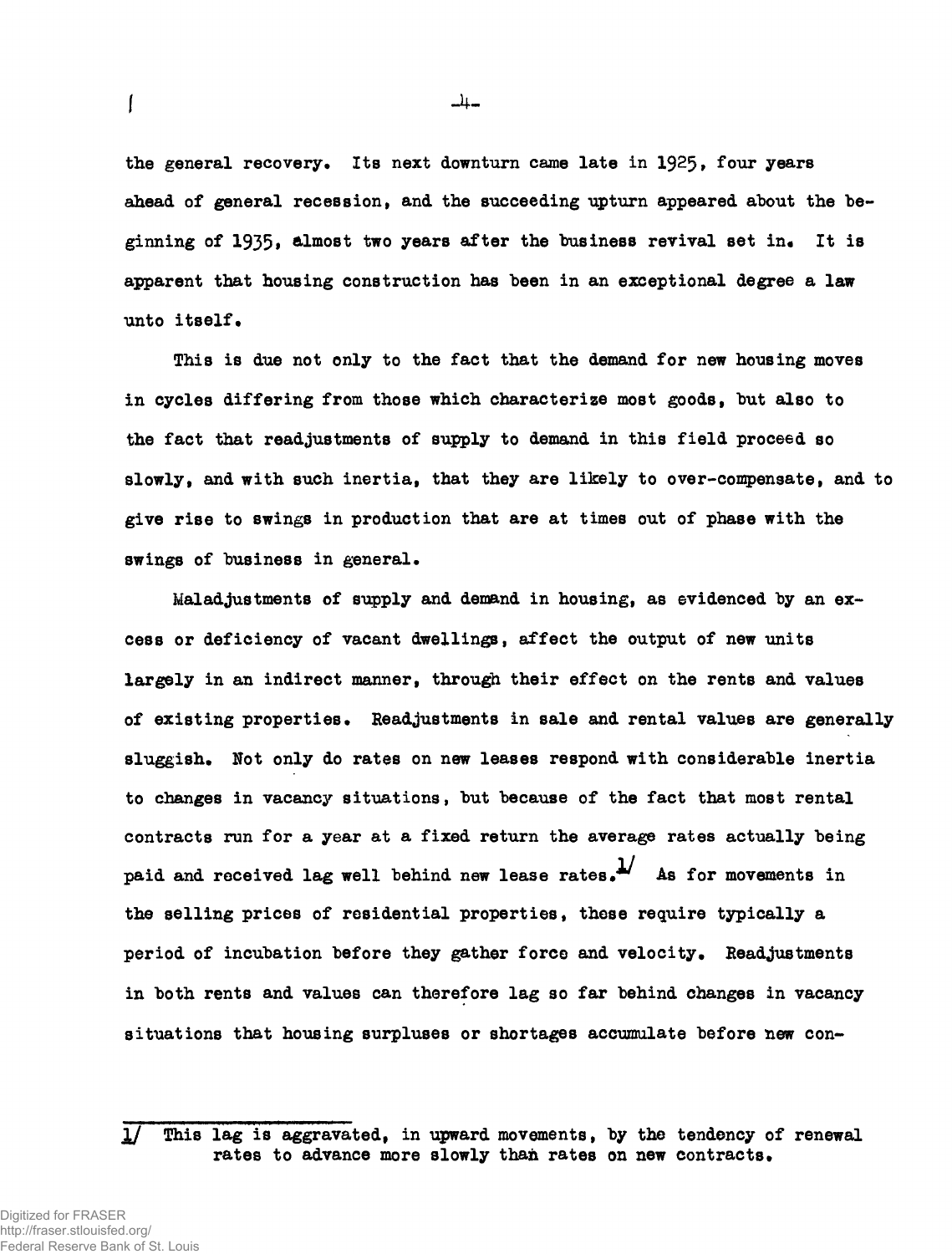the general recovery. Its next downturn came late in 1925, four years ahead of general recession, and the succeeding upturn appeared about the beginning of 1935, almost two years after the business revival set in. It is apparent that housing construction has been in an exceptional degree a law unto itself.

This is due not only to the fact that the demand for new housing moves in cycles differing from those which characterize most goods, but also to the fact that readjustments of supply to demand in this field proceed so slowly, and with such inertia, that they are likely to over-compensate, and to give rise to swings in production that are at times out of phase with the swings of business in general.

Maladjustments of supply and demand in housing, as evidenced by an excess or deficiency of vacant dwellings, affect the output of new units largely in an indirect manner, through their effect on the rents and values of existing properties. Readjustments in sale and rental values are generally sluggish. Not only do rates on new leases respond with considerable inertia to changes in vacancy situations, but because of the fact that most rental contracts run for a year at a fixed return the average rates actually being paid and received lag well behind new lease rates.[1] As for movements in the selling prices of residential properties, these require typically a period of incubation before they gather force and velocity. Readjustments in both rents and values can therefore lag so far behind changes in vacancy situations that housing surpluses or shortages accumulate before new con-

---

[1] This lag is aggravated, in upward movements, by the tendency of renewal rates to advance more slowly than rates on new contracts.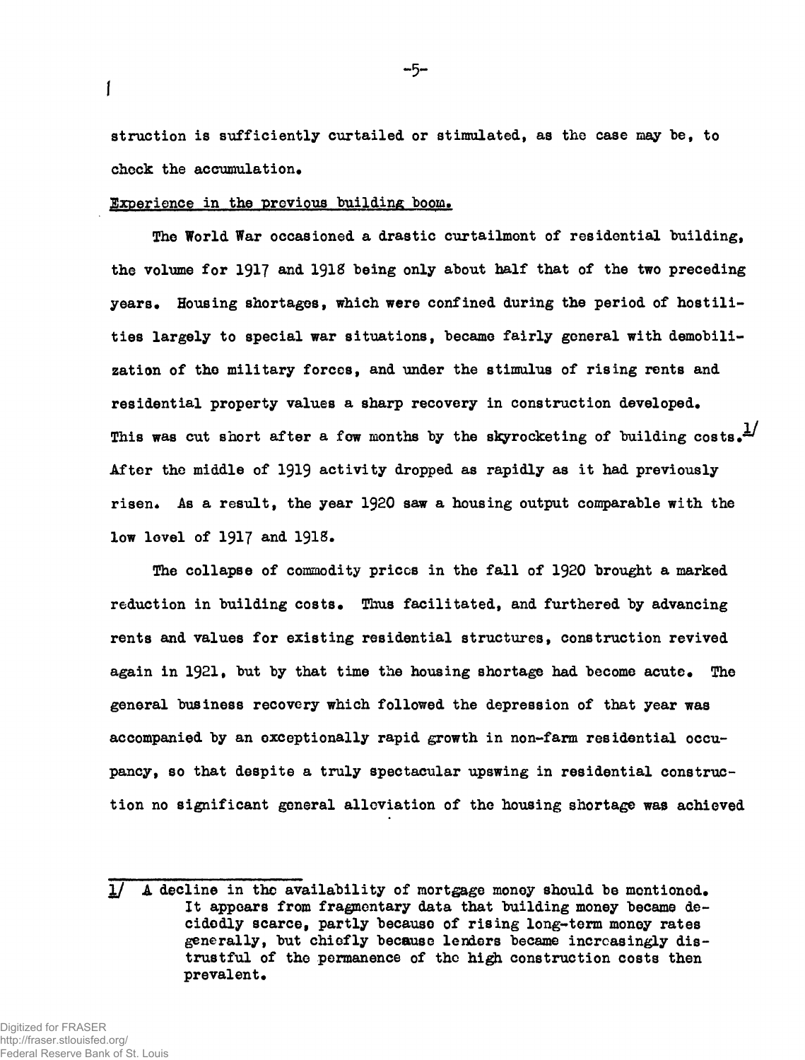struction is sufficiently curtailed or stimulated, as the case may be, to check the accumulation.

## Experience in the previous building boom.

The World War occasioned a drastic curtailment of residential building, the volume for 1917 and 1918 being only about half that of the two preceding years. Housing shortages, which were confined during the period of hostilities largely to special war situations, became fairly general with demobilization of the military forces, and under the stimulus of rising rents and residential property values a sharp recovery in construction developed. This was cut short after a few months by the skyrocketing of building costs.[1] After the middle of 1919 activity dropped as rapidly as it had previously risen. As a result, the year 1920 saw a housing output comparable with the low level of 1917 and 1918.

The collapse of commodity prices in the fall of 1920 brought a marked reduction in building costs. Thus facilitated, and furthered by advancing rents and values for existing residential structures, construction revived again in 1921, but by that time the housing shortage had become acute. The general business recovery which followed the depression of that year was accompanied by an exceptionally rapid growth in non-farm residential occupancy, so that despite a truly spectacular upswing in residential construction no significant general alleviation of the housing shortage was achieved

---

1/ A decline in the availability of mortgage money should be mentioned. It appears from fragmentary data that building money became decidedly scarce, partly because of rising long-term money rates generally, but chiefly because lenders became increasingly distrustful of the permanence of the high construction costs then prevalent.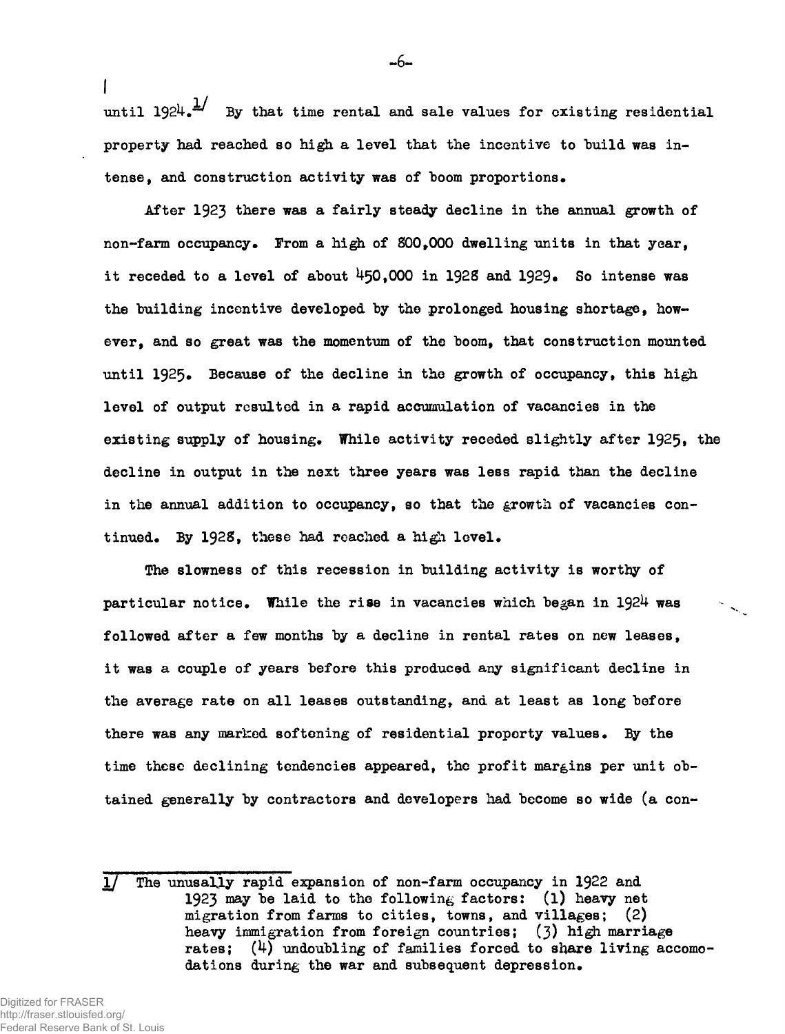until 1924.[1] By that time rental and sale values for existing residential property had reached so high a level that the incentive to build was intense, and construction activity was of boom proportions.

After 1923 there was a fairly steady decline in the annual growth of non-farm occupancy. From a high of 800,000 dwelling units in that year, it receded to a level of about 450,000 in 1928 and 1929. So intense was the building incentive developed by the prolonged housing shortage, however, and so great was the momentum of the boom, that construction mounted until 1925. Because of the decline in the growth of occupancy, this high level of output resulted in a rapid accumulation of vacancies in the existing supply of housing. While activity receded slightly after 1925, the decline in output in the next three years was less rapid than the decline in the annual addition to occupancy, so that the growth of vacancies continued. By 1928, these had reached a high level.

The slowness of this recession in building activity is worthy of particular notice. While the rise in vacancies which began in 1924 was followed after a few months by a decline in rental rates on new leases, it was a couple of years before this produced any significant decline in the average rate on all leases outstanding, and at least as long before there was any marked softening of residential property values. By the time these declining tendencies appeared, the profit margins per unit obtained generally by contractors and developers had become so wide (a con-

---

1/ The unusally rapid expansion of non-farm occupancy in 1922 and 1923 may be laid to the following factors: (1) heavy net migration from farms to cities, towns, and villages; (2) heavy immigration from foreign countries; (3) high marriage rates; (4) undoubling of families forced to share living accomodations during the war and subsequent depression.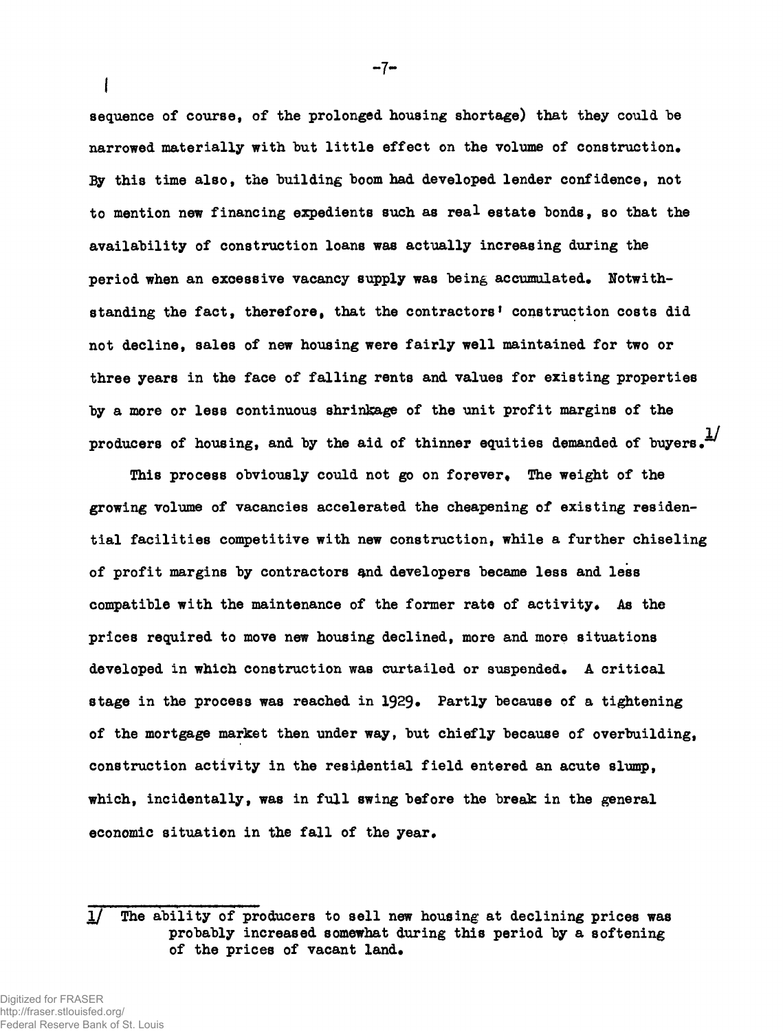sequence of course, of the prolonged housing shortage) that they could be narrowed materially with but little effect on the volume of construction. By this time also, the building boom had developed lender confidence, not to mention new financing expedients such as real estate bonds, so that the availability of construction loans was actually increasing during the period when an excessive vacancy supply was being accumulated. Notwithstanding the fact, therefore, that the contractors' construction costs did not decline, sales of new housing were fairly well maintained for two or three years in the face of falling rents and values for existing properties by a more or less continuous shrinkage of the unit profit margins of the producers of housing, and by the aid of thinner equities demanded of buyers.[1]

This process obviously could not go on forever. The weight of the growing volume of vacancies accelerated the cheapening of existing residential facilities competitive with new construction, while a further chiseling of profit margins by contractors and developers became less and less compatible with the maintenance of the former rate of activity. As the prices required to move new housing declined, more and more situations developed in which construction was curtailed or suspended. A critical stage in the process was reached in 1929. Partly because of a tightening of the mortgage market then under way, but chiefly because of overbuilding, construction activity in the residential field entered an acute slump, which, incidentally, was in full swing before the break in the general economic situation in the fall of the year.

---

1/ The ability of producers to sell new housing at declining prices was probably increased somewhat during this period by a softening of the prices of vacant land.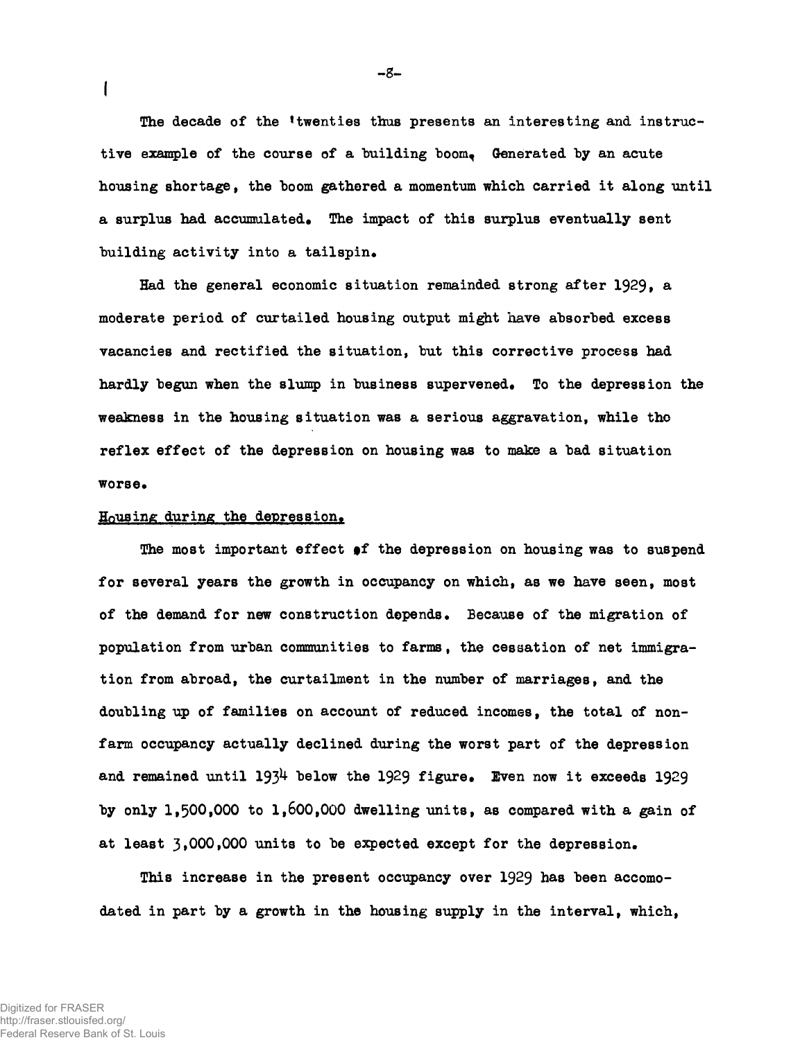The decade of the 'twenties thus presents an interesting and instructive example of the course of a building boom. Generated by an acute housing shortage, the boom gathered a momentum which carried it along until a surplus had accumulated. The impact of this surplus eventually sent building activity into a tailspin.

Had the general economic situation remainded strong after 1929, a moderate period of curtailed housing output might have absorbed excess vacancies and rectified the situation, but this corrective process had hardly begun when the slump in business supervened. To the depression the weakness in the housing situation was a serious aggravation, while the reflex effect of the depression on housing was to make a bad situation worse.

## Housing during the depression.

The most important effect of the depression on housing was to suspend for several years the growth in occupancy on which, as we have seen, most of the demand for new construction depends. Because of the migration of population from urban communities to farms, the cessation of net immigration from abroad, the curtailment in the number of marriages, and the doubling up of families on account of reduced incomes, the total of non-farm occupancy actually declined during the worst part of the depression and remained until 1934 below the 1929 figure. Even now it exceeds 1929 by only 1,500,000 to 1,600,000 dwelling units, as compared with a gain of at least 3,000,000 units to be expected except for the depression.

This increase in the present occupancy over 1929 has been accomodated in part by a growth in the housing supply in the interval, which,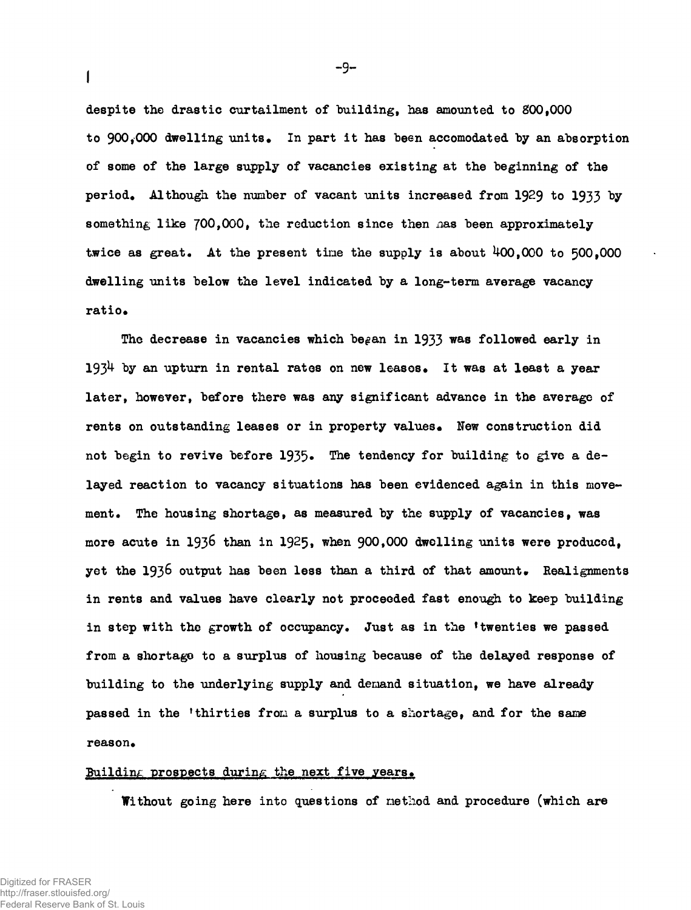despite the drastic curtailment of building, has amounted to 800,000 to 900,000 dwelling units. In part it has been accomodated by an absorption of some of the large supply of vacancies existing at the beginning of the period. Although the number of vacant units increased from 1929 to 1933 by something like 700,000, the reduction since then has been approximately twice as great. At the present time the supply is about 400,000 to 500,000 dwelling units below the level indicated by a long-term average vacancy ratio.

The decrease in vacancies which began in 1933 was followed early in 1934 by an upturn in rental rates on new leases. It was at least a year later, however, before there was any significant advance in the average of rents on outstanding leases or in property values. New construction did not begin to revive before 1935. The tendency for building to give a delayed reaction to vacancy situations has been evidenced again in this movement. The housing shortage, as measured by the supply of vacancies, was more acute in 1936 than in 1925, when 900,000 dwelling units were produced, yet the 1936 output has been less than a third of that amount. Realignments in rents and values have clearly not proceeded fast enough to keep building in step with the growth of occupancy. Just as in the 'twenties we passed from a shortage to a surplus of housing because of the delayed response of building to the underlying supply and demand situation, we have already passed in the 'thirties from a surplus to a shortage, and for the same reason.

Building prospects during the next five years.

Without going here into questions of method and procedure (which are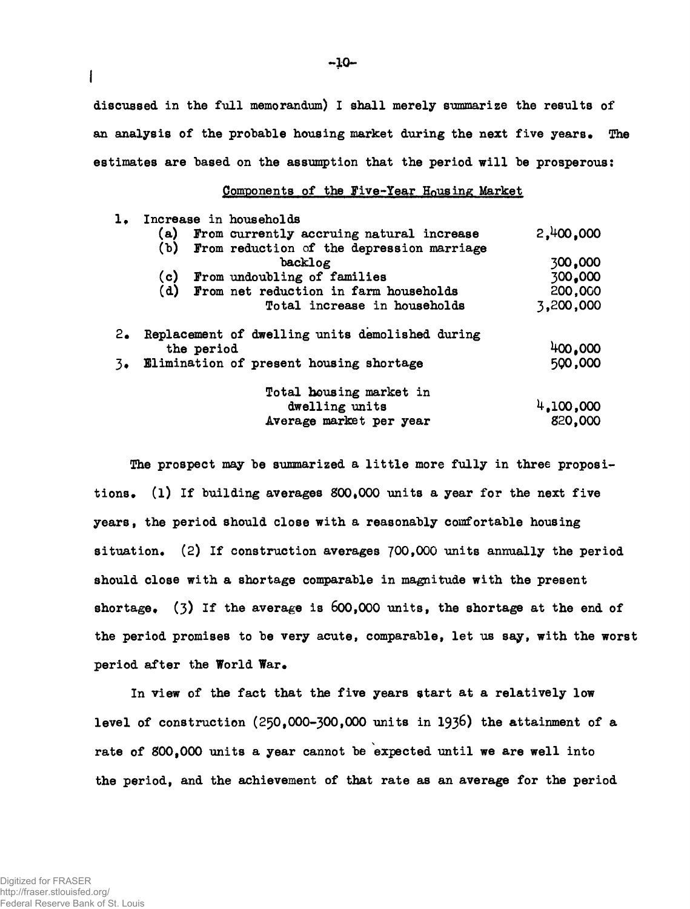discussed in the full memorandum) I shall merely summarize the results of an analysis of the probable housing market during the next five years. The estimates are based on the assumption that the period will be prosperous:

Components of the Five-Year Housing Market

| | |
|---|---|
| 1. Increase in households | |
| (a) From currently accruing natural increase | 2,400,000 |
| (b) From reduction of the depression marriage backlog | 300,000 |
| (c) From undoubling of families | 300,000 |
| (d) From net reduction in farm households | 200,000 |
| Total increase in households | 3,200,000 |
| 2. Replacement of dwelling units demolished during the period | 400,000 |
| 3. Elimination of present housing shortage | 500,000 |
| Total housing market in dwelling units | 4,100,000 |
| Average market per year | 820,000 |

The prospect may be summarized a little more fully in three propositions. (1) If building averages 800,000 units a year for the next five years, the period should close with a reasonably comfortable housing situation. (2) If construction averages 700,000 units annually the period should close with a shortage comparable in magnitude with the present shortage. (3) If the average is 600,000 units, the shortage at the end of the period promises to be very acute, comparable, let us say, with the worst period after the World War.

In view of the fact that the five years start at a relatively low level of construction (250,000-300,000 units in 1936) the attainment of a rate of 800,000 units a year cannot be expected until we are well into the period, and the achievement of that rate as an average for the period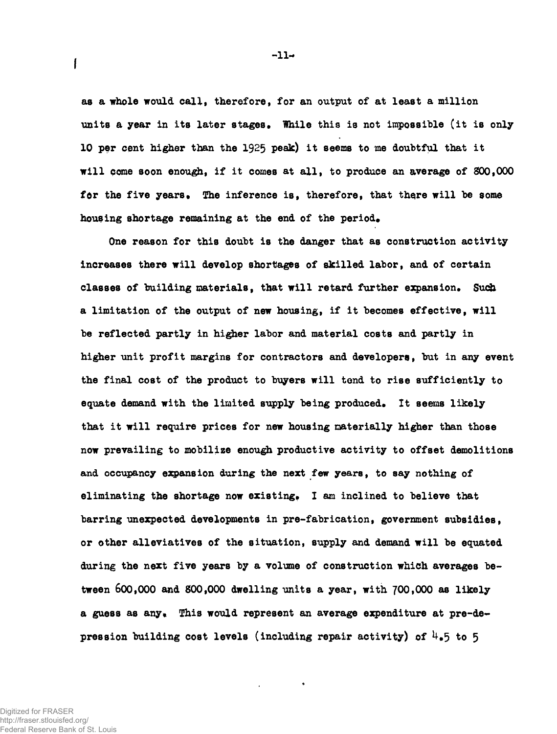as a whole would call, therefore, for an output of at least a million units a year in its later stages. While this is not impossible (it is only 10 per cent higher than the 1925 peak) it seems to me doubtful that it will come soon enough, if it comes at all, to produce an average of 800,000 for the five years. The inference is, therefore, that there will be some housing shortage remaining at the end of the period.

One reason for this doubt is the danger that as construction activity increases there will develop shortages of skilled labor, and of certain classes of building materials, that will retard further expansion. Such a limitation of the output of new housing, if it becomes effective, will be reflected partly in higher labor and material costs and partly in higher unit profit margins for contractors and developers, but in any event the final cost of the product to buyers will tend to rise sufficiently to equate demand with the limited supply being produced. It seems likely that it will require prices for new housing materially higher than those now prevailing to mobilize enough productive activity to offset demolitions and occupancy expansion during the next few years, to say nothing of eliminating the shortage now existing. I am inclined to believe that barring unexpected developments in pre-fabrication, government subsidies, or other alleviatives of the situation, supply and demand will be equated during the next five years by a volume of construction which averages between 600,000 and 800,000 dwelling units a year, with 700,000 as likely a guess as any. This would represent an average expenditure at pre-depression building cost levels (including repair activity) of 4.5 to 5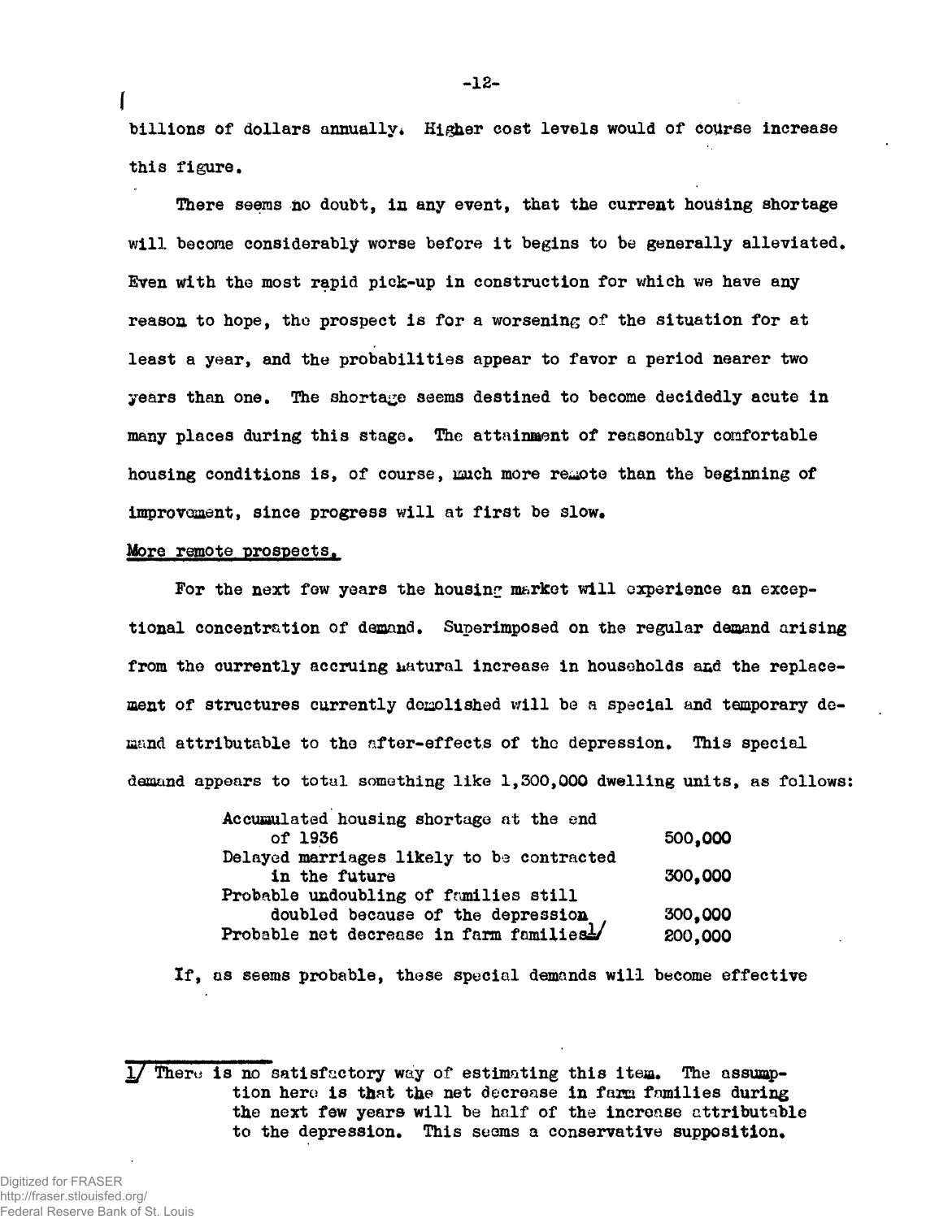billions of dollars annually. Higher cost levels would of course increase this figure.

There seems no doubt, in any event, that the current housing shortage will become considerably worse before it begins to be generally alleviated. Even with the most rapid pick-up in construction for which we have any reason to hope, the prospect is for a worsening of the situation for at least a year, and the probabilities appear to favor a period nearer two years than one. The shortage seems destined to become decidedly acute in many places during this stage. The attainment of reasonably comfortable housing conditions is, of course, much more remote than the beginning of improvement, since progress will at first be slow.

## More remote prospects.

For the next few years the housing market will experience an exceptional concentration of demand. Superimposed on the regular demand arising from the currently accruing natural increase in households and the replacement of structures currently demolished will be a special and temporary demand attributable to the after-effects of the depression. This special demand appears to total something like 1,300,000 dwelling units, as follows:

| | |
|---|---|
| Accumulated housing shortage at the end of 1936 | 500,000 |
| Delayed marriages likely to be contracted in the future | 300,000 |
| Probable undoubling of families still doubled because of the depression | 300,000 |
| Probable net decrease in farm families[1] | 200,000 |

If, as seems probable, these special demands will become effective

[1] There is no satisfactory way of estimating this item. The assumption here is that the net decrease in farm families during the next few years will be half of the increase attributable to the depression. This seems a conservative supposition.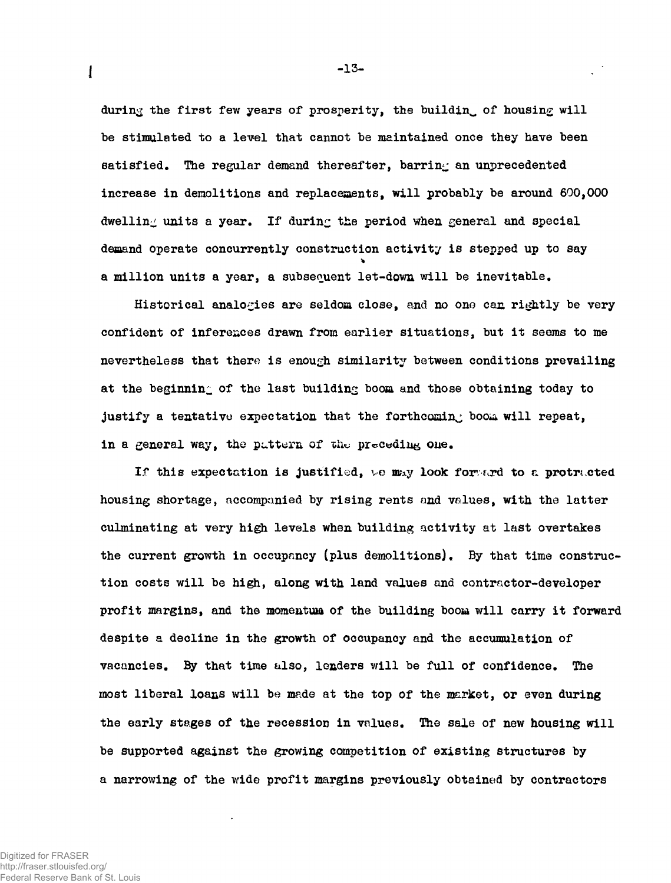during the first few years of prosperity, the building of housing will be stimulated to a level that cannot be maintained once they have been satisfied. The regular demand thereafter, barring an unprecedented increase in demolitions and replacements, will probably be around 600,000 dwelling units a year. If during the period when general and special demand operate concurrently construction activity is stepped up to say a million units a year, a subsequent let-down will be inevitable.

Historical analogies are seldom close, and no one can rightly be very confident of inferences drawn from earlier situations, but it seems to me nevertheless that there is enough similarity between conditions prevailing at the beginning of the last building boom and those obtaining today to justify a tentative expectation that the forthcoming boom will repeat, in a general way, the pattern of the preceding one.

If this expectation is justified, we may look forward to a protracted housing shortage, accompanied by rising rents and values, with the latter culminating at very high levels when building activity at last overtakes the current growth in occupancy (plus demolitions). By that time construction costs will be high, along with land values and contractor-developer profit margins, and the momentum of the building boom will carry it forward despite a decline in the growth of occupancy and the accumulation of vacancies. By that time also, lenders will be full of confidence. The most liberal loans will be made at the top of the market, or even during the early stages of the recession in values. The sale of new housing will be supported against the growing competition of existing structures by a narrowing of the wide profit margins previously obtained by contractors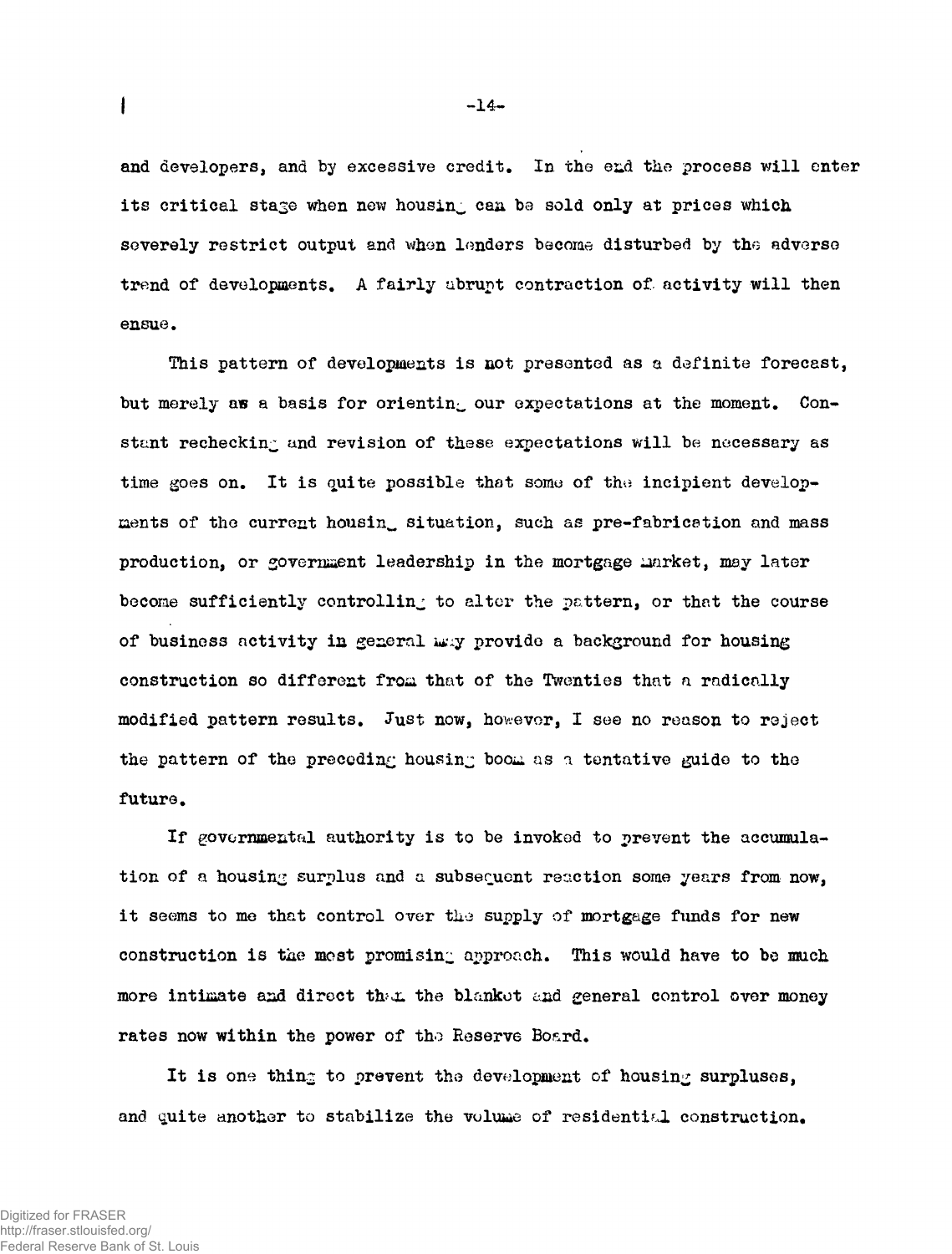and developers, and by excessive credit. In the end the process will enter its critical stage when new housing can be sold only at prices which severely restrict output and when lenders become disturbed by the adverse trend of developments. A fairly abrupt contraction of activity will then ensue.

This pattern of developments is not presented as a definite forecast, but merely as a basis for orienting our expectations at the moment. Constant rechecking and revision of these expectations will be necessary as time goes on. It is quite possible that some of the incipient developments of the current housing situation, such as pre-fabrication and mass production, or government leadership in the mortgage market, may later become sufficiently controlling to alter the pattern, or that the course of business activity in general may provide a background for housing construction so different from that of the Twenties that a radically modified pattern results. Just now, however, I see no reason to reject the pattern of the preceding housing boom as a tentative guide to the future.

If governmental authority is to be invoked to prevent the accumulation of a housing surplus and a subsequent reaction some years from now, it seems to me that control over the supply of mortgage funds for new construction is the most promising approach. This would have to be much more intimate and direct than the blanket and general control over money rates now within the power of the Reserve Board.

It is one thing to prevent the development of housing surpluses, and quite another to stabilize the volume of residential construction.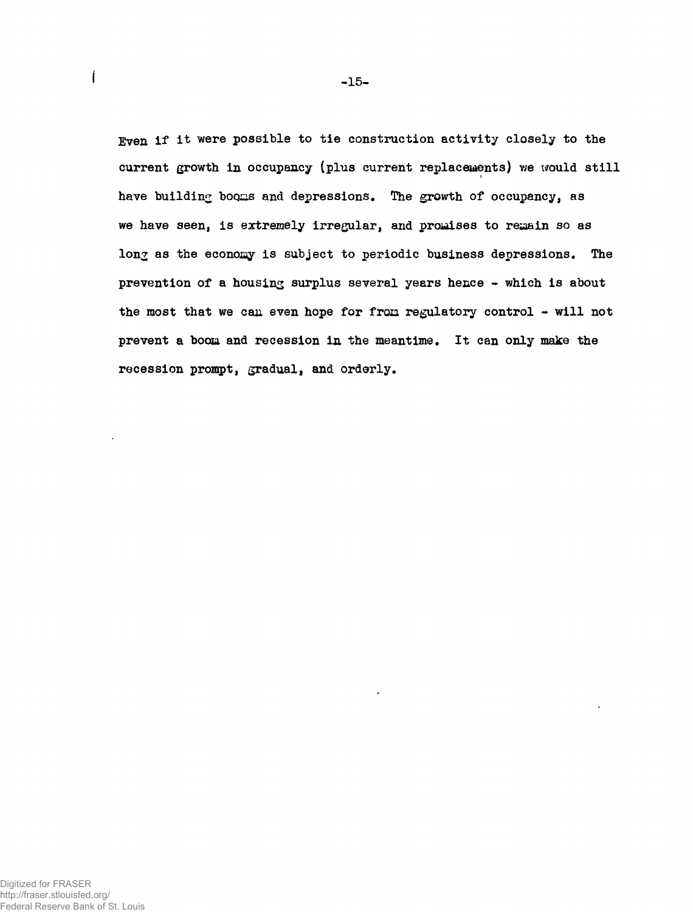Even if it were possible to tie construction activity closely to the current growth in occupancy (plus current replacements) we would still have building booms and depressions. The growth of occupancy, as we have seen, is extremely irregular, and promises to remain so as long as the economy is subject to periodic business depressions. The prevention of a housing surplus several years hence - which is about the most that we can even hope for from regulatory control - will not prevent a boom and recession in the meantime. It can only make the recession prompt, gradual, and orderly.